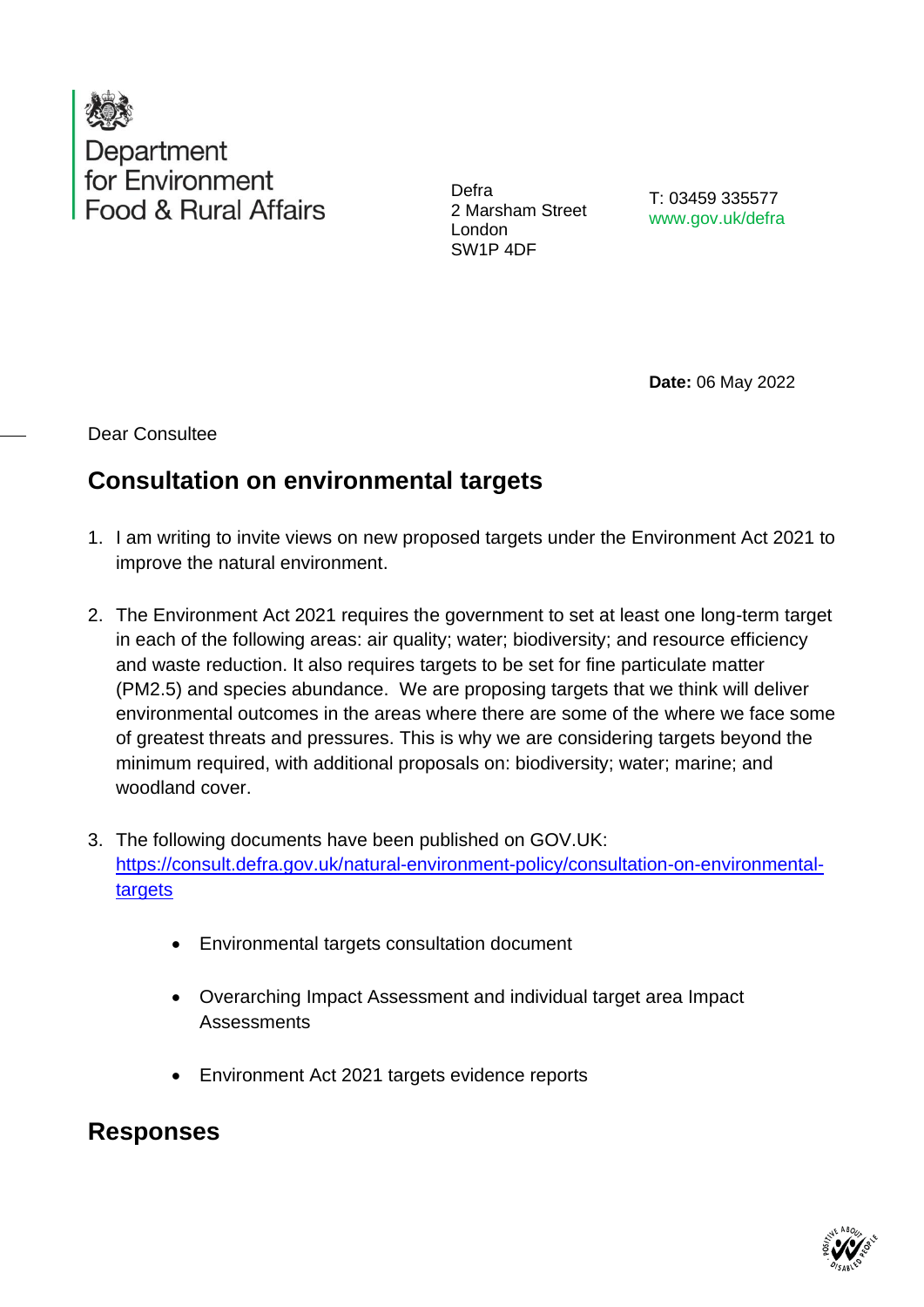Department for Environment Food & Rural Affairs

Defra
2 Marsham Street
London
SW1P 4DF

T: 03459 335577
www.gov.uk/defra

**Date:** 06 May 2022

Dear Consultee

## Consultation on environmental targets

1. I am writing to invite views on new proposed targets under the Environment Act 2021 to improve the natural environment.

2. The Environment Act 2021 requires the government to set at least one long-term target in each of the following areas: air quality; water; biodiversity; and resource efficiency and waste reduction. It also requires targets to be set for fine particulate matter (PM2.5) and species abundance. We are proposing targets that we think will deliver environmental outcomes in the areas where there are some of the where we face some of greatest threats and pressures. This is why we are considering targets beyond the minimum required, with additional proposals on: biodiversity; water; marine; and woodland cover.

3. The following documents have been published on GOV.UK: [https://consult.defra.gov.uk/natural-environment-policy/consultation-on-environmental-targets](https://consult.defra.gov.uk/natural-environment-policy/consultation-on-environmental-targets)

    - Environmental targets consultation document
    - Overarching Impact Assessment and individual target area Impact Assessments
    - Environment Act 2021 targets evidence reports

## Responses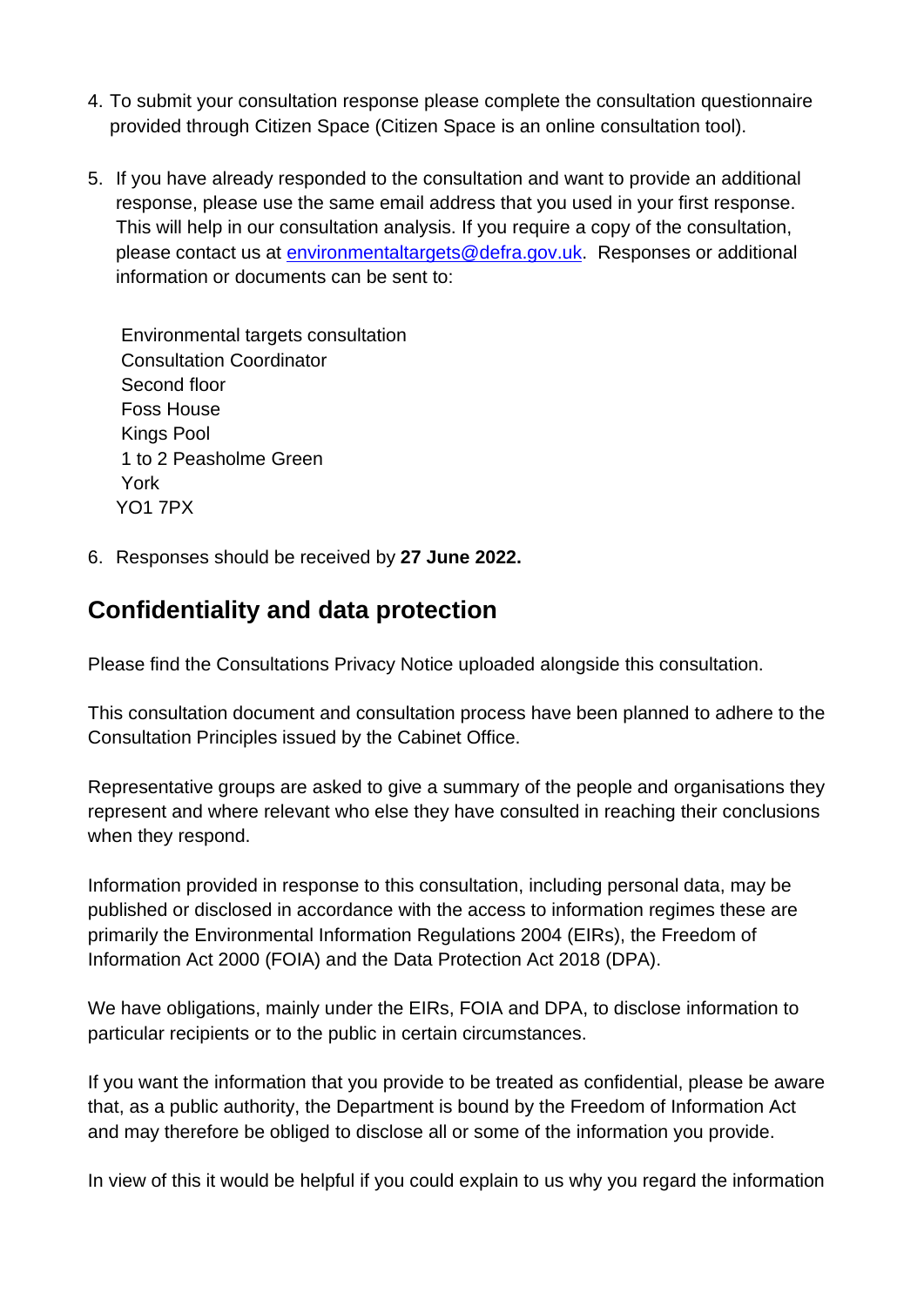4. To submit your consultation response please complete the consultation questionnaire provided through Citizen Space (Citizen Space is an online consultation tool).

5. If you have already responded to the consultation and want to provide an additional response, please use the same email address that you used in your first response. This will help in our consultation analysis. If you require a copy of the consultation, please contact us at [environmentaltargets@defra.gov.uk](mailto:environmentaltargets@defra.gov.uk). Responses or additional information or documents can be sent to:

   Environmental targets consultation
   Consultation Coordinator
   Second floor
   Foss House
   Kings Pool
   1 to 2 Peasholme Green
   York
   YO1 7PX

6. Responses should be received by **27 June 2022.**

## Confidentiality and data protection

Please find the Consultations Privacy Notice uploaded alongside this consultation.

This consultation document and consultation process have been planned to adhere to the Consultation Principles issued by the Cabinet Office.

Representative groups are asked to give a summary of the people and organisations they represent and where relevant who else they have consulted in reaching their conclusions when they respond.

Information provided in response to this consultation, including personal data, may be published or disclosed in accordance with the access to information regimes these are primarily the Environmental Information Regulations 2004 (EIRs), the Freedom of Information Act 2000 (FOIA) and the Data Protection Act 2018 (DPA).

We have obligations, mainly under the EIRs, FOIA and DPA, to disclose information to particular recipients or to the public in certain circumstances.

If you want the information that you provide to be treated as confidential, please be aware that, as a public authority, the Department is bound by the Freedom of Information Act and may therefore be obliged to disclose all or some of the information you provide.

In view of this it would be helpful if you could explain to us why you regard the information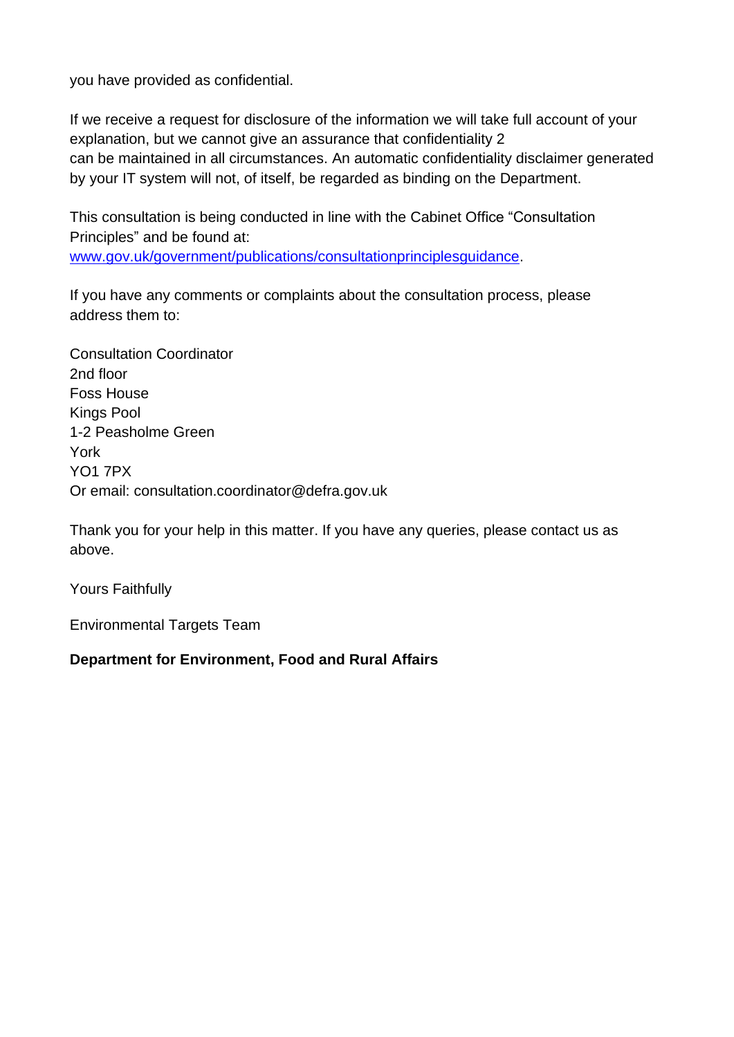you have provided as confidential.

If we receive a request for disclosure of the information we will take full account of your explanation, but we cannot give an assurance that confidentiality 2 can be maintained in all circumstances. An automatic confidentiality disclaimer generated by your IT system will not, of itself, be regarded as binding on the Department.

This consultation is being conducted in line with the Cabinet Office "Consultation Principles" and be found at: [www.gov.uk/government/publications/consultationprinciplesguidance](www.gov.uk/government/publications/consultationprinciplesguidance).

If you have any comments or complaints about the consultation process, please address them to:

Consultation Coordinator
2nd floor
Foss House
Kings Pool
1-2 Peasholme Green
York
YO1 7PX
Or email: consultation.coordinator@defra.gov.uk

Thank you for your help in this matter. If you have any queries, please contact us as above.

Yours Faithfully

Environmental Targets Team

**Department for Environment, Food and Rural Affairs**